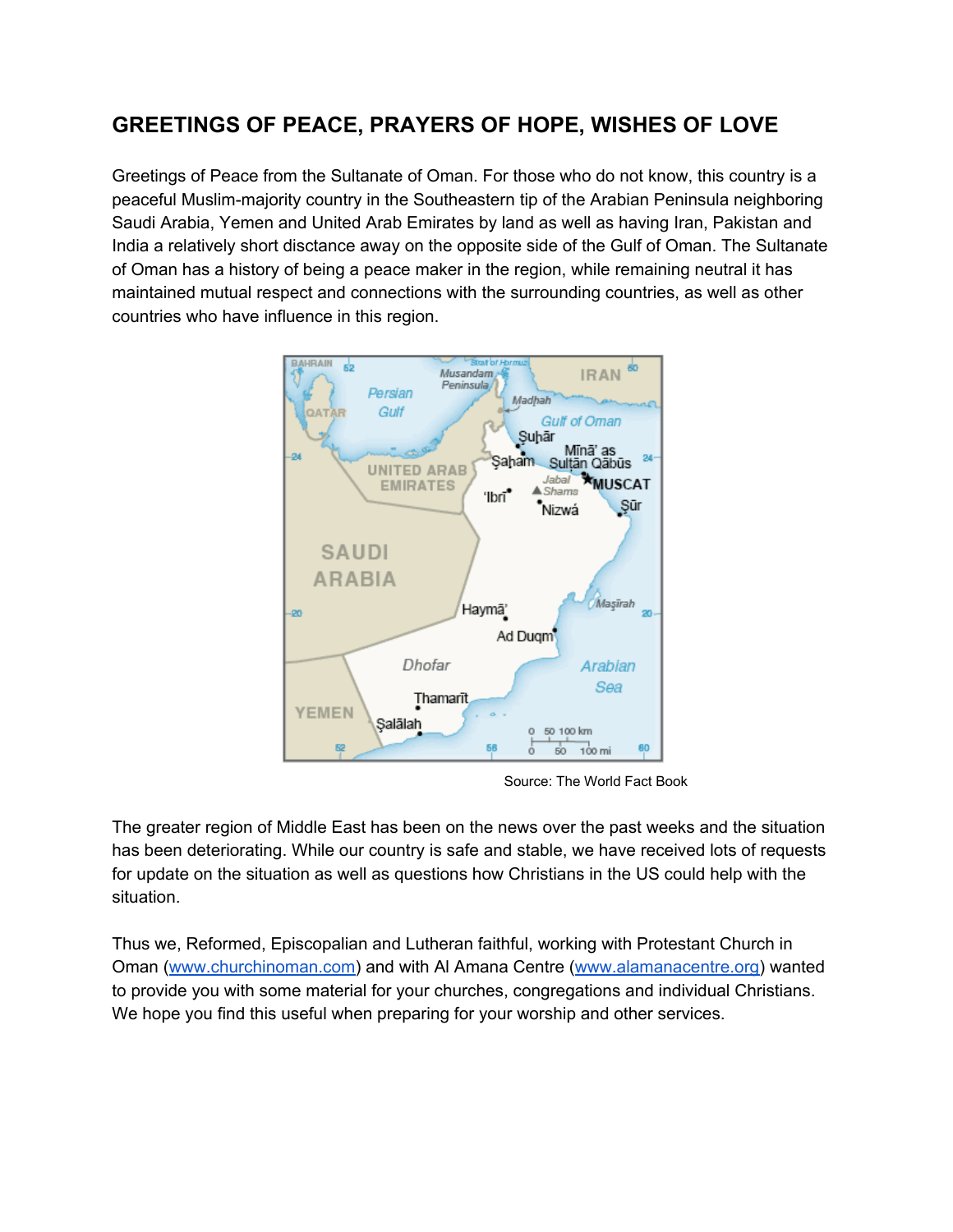# GREETINGS OF PEACE, PRAYERS OF HOPE, WISHES OF LOVE

Greetings of Peace from the Sultanate of Oman. For those who do not know, this country is a peaceful Muslim-majority country in the Southeastern tip of the Arabian Peninsula neighboring Saudi Arabia, Yemen and United Arab Emirates by land as well as having Iran, Pakistan and India a relatively short disctance away on the opposite side of the Gulf of Oman. The Sultanate of Oman has a history of being a peace maker in the region, while remaining neutral it has maintained mutual respect and connections with the surrounding countries, as well as other countries who have influence in this region.

Source: The World Fact Book

The greater region of Middle East has been on the news over the past weeks and the situation has been deteriorating. While our country is safe and stable, we have received lots of requests for update on the situation as well as questions how Christians in the US could help with the situation.

Thus we, Reformed, Episcopalian and Lutheran faithful, working with Protestant Church in Oman (www.churchinoman.com) and with Al Amana Centre (www.alamanacentre.org) wanted to provide you with some material for your churches, congregations and individual Christians. We hope you find this useful when preparing for your worship and other services.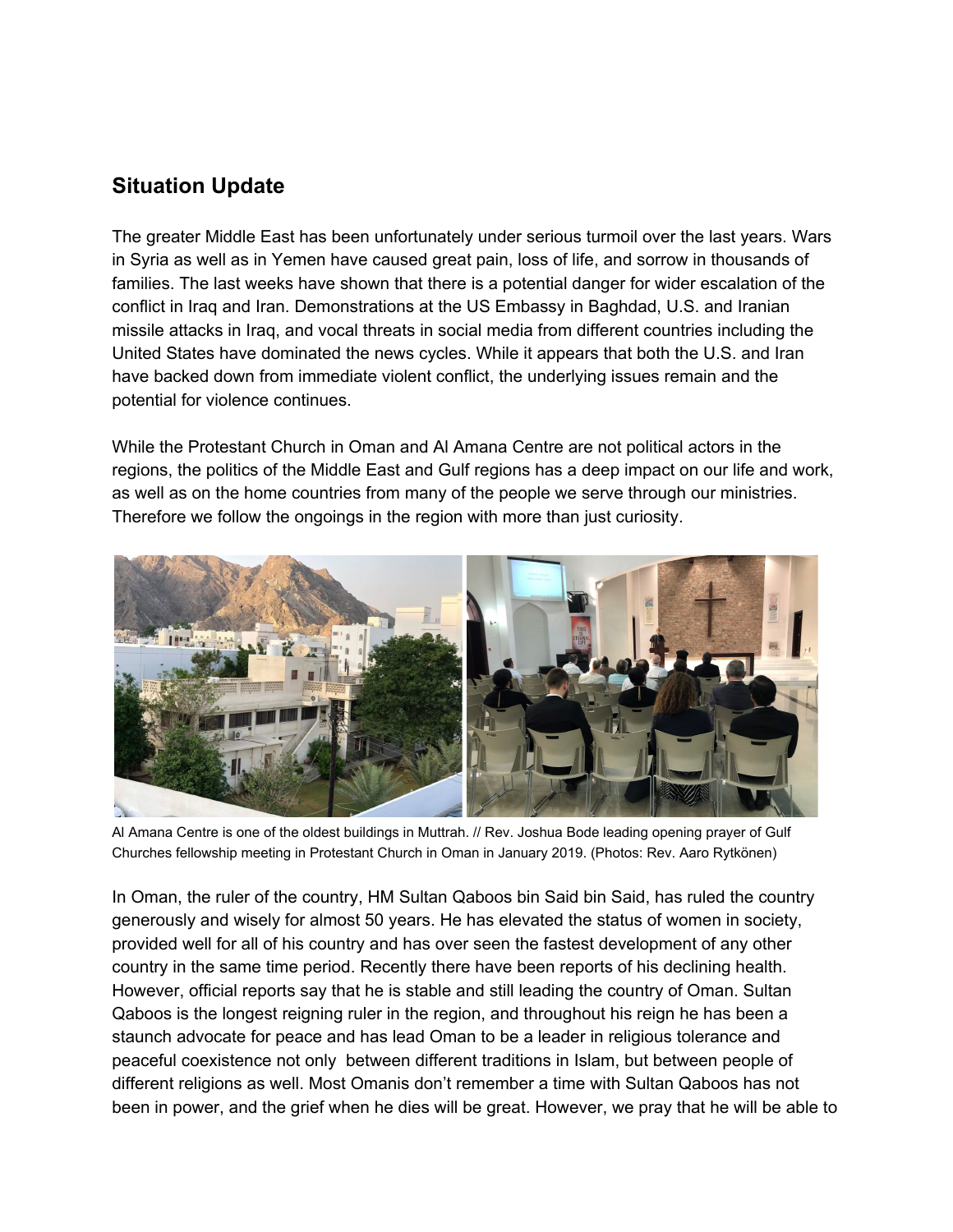## Situation Update

The greater Middle East has been unfortunately under serious turmoil over the last years. Wars in Syria as well as in Yemen have caused great pain, loss of life, and sorrow in thousands of families. The last weeks have shown that there is a potential danger for wider escalation of the conflict in Iraq and Iran. Demonstrations at the US Embassy in Baghdad, U.S. and Iranian missile attacks in Iraq, and vocal threats in social media from different countries including the United States have dominated the news cycles. While it appears that both the U.S. and Iran have backed down from immediate violent conflict, the underlying issues remain and the potential for violence continues.

While the Protestant Church in Oman and Al Amana Centre are not political actors in the regions, the politics of the Middle East and Gulf regions has a deep impact on our life and work, as well as on the home countries from many of the people we serve through our ministries. Therefore we follow the ongoings in the region with more than just curiosity.

Al Amana Centre is one of the oldest buildings in Muttrah. // Rev. Joshua Bode leading opening prayer of Gulf Churches fellowship meeting in Protestant Church in Oman in January 2019. (Photos: Rev. Aaro Rytkönen)

In Oman, the ruler of the country, HM Sultan Qaboos bin Said bin Said, has ruled the country generously and wisely for almost 50 years. He has elevated the status of women in society, provided well for all of his country and has over seen the fastest development of any other country in the same time period. Recently there have been reports of his declining health. However, official reports say that he is stable and still leading the country of Oman. Sultan Qaboos is the longest reigning ruler in the region, and throughout his reign he has been a staunch advocate for peace and has lead Oman to be a leader in religious tolerance and peaceful coexistence not only between different traditions in Islam, but between people of different religions as well. Most Omanis don't remember a time with Sultan Qaboos has not been in power, and the grief when he dies will be great. However, we pray that he will be able to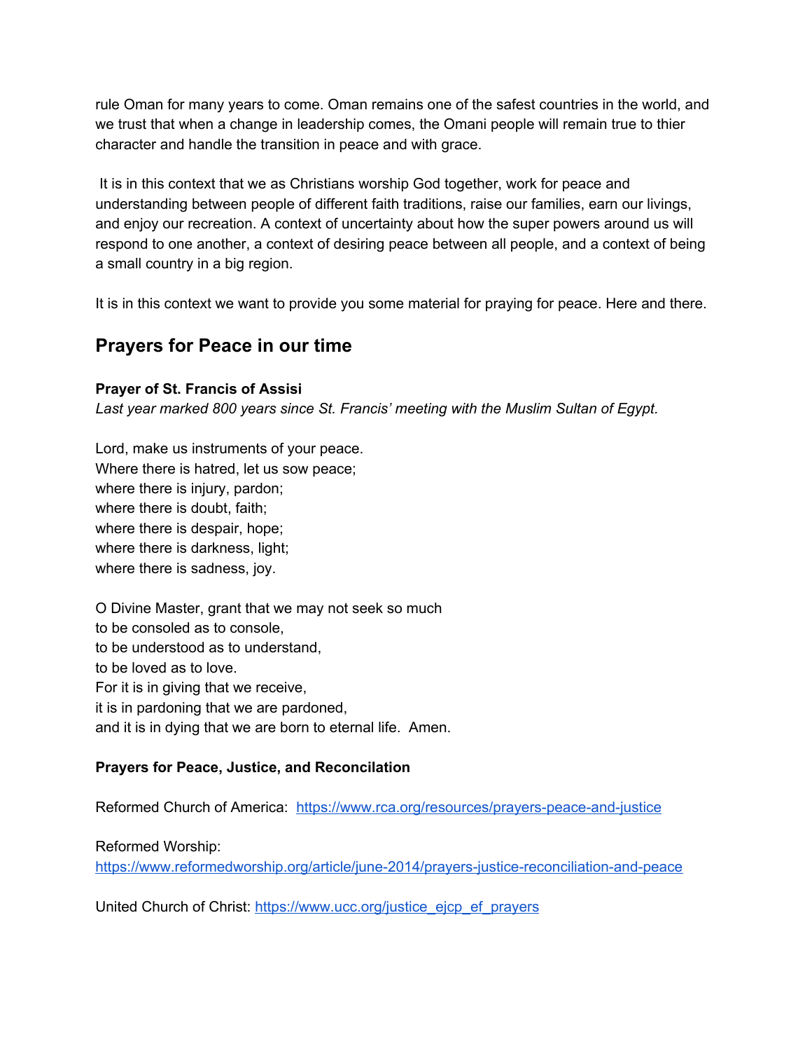rule Oman for many years to come. Oman remains one of the safest countries in the world, and we trust that when a change in leadership comes, the Omani people will remain true to thier character and handle the transition in peace and with grace.

It is in this context that we as Christians worship God together, work for peace and understanding between people of different faith traditions, raise our families, earn our livings, and enjoy our recreation. A context of uncertainty about how the super powers around us will respond to one another, a context of desiring peace between all people, and a context of being a small country in a big region.

It is in this context we want to provide you some material for praying for peace. Here and there.

## Prayers for Peace in our time

**Prayer of St. Francis of Assisi**

*Last year marked 800 years since St. Francis' meeting with the Muslim Sultan of Egypt.*

Lord, make us instruments of your peace.
Where there is hatred, let us sow peace;
where there is injury, pardon;
where there is doubt, faith;
where there is despair, hope;
where there is darkness, light;
where there is sadness, joy.

O Divine Master, grant that we may not seek so much
to be consoled as to console,
to be understood as to understand,
to be loved as to love.
For it is in giving that we receive,
it is in pardoning that we are pardoned,
and it is in dying that we are born to eternal life. Amen.

**Prayers for Peace, Justice, and Reconcilation**

Reformed Church of America: [https://www.rca.org/resources/prayers-peace-and-justice](https://www.rca.org/resources/prayers-peace-and-justice)

Reformed Worship:
[https://www.reformedworship.org/article/june-2014/prayers-justice-reconciliation-and-peace](https://www.reformedworship.org/article/june-2014/prayers-justice-reconciliation-and-peace)

United Church of Christ: [https://www.ucc.org/justice_ejcp_ef_prayers](https://www.ucc.org/justice_ejcp_ef_prayers)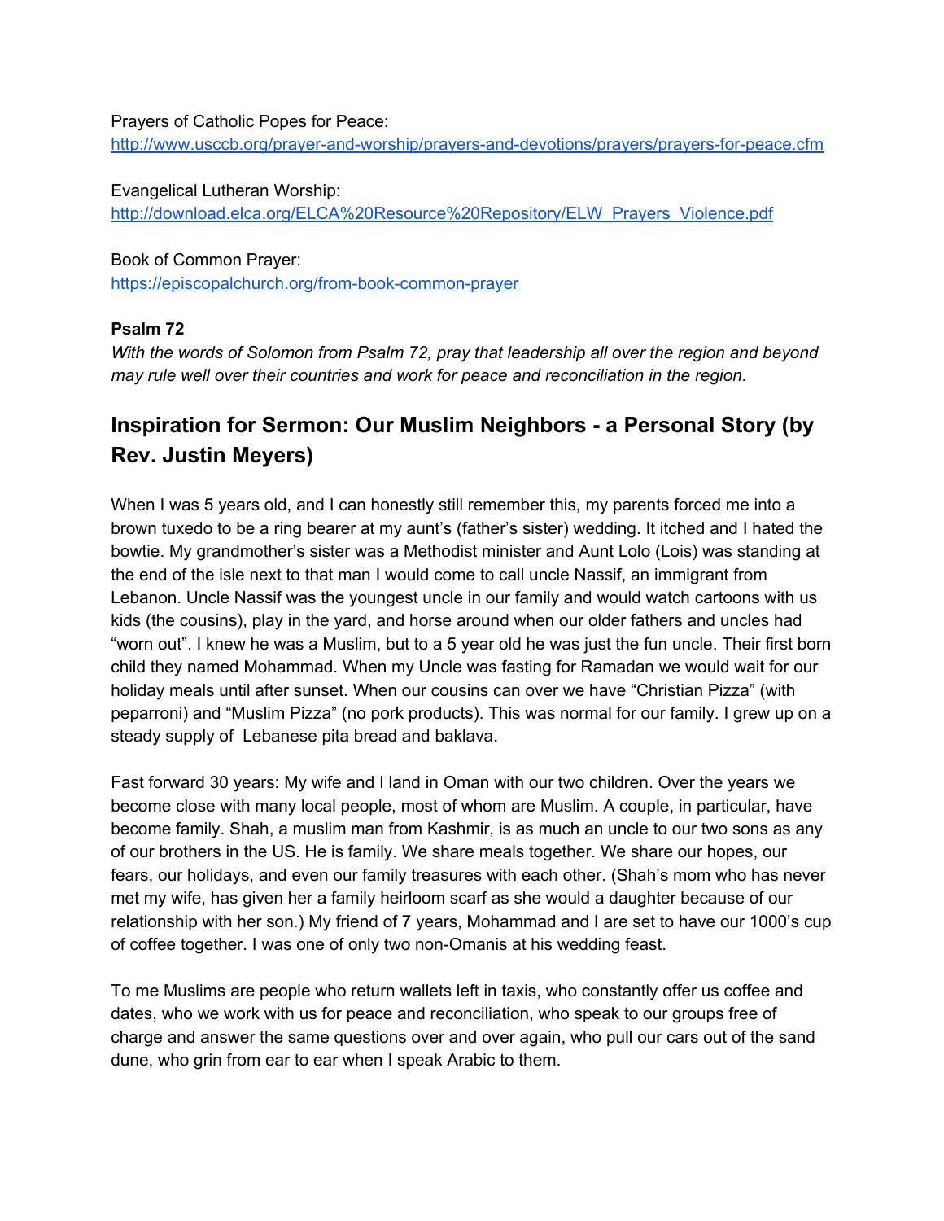Prayers of Catholic Popes for Peace:
[http://www.usccb.org/prayer-and-worship/prayers-and-devotions/prayers/prayers-for-peace.cfm](http://www.usccb.org/prayer-and-worship/prayers-and-devotions/prayers/prayers-for-peace.cfm)

Evangelical Lutheran Worship:
[http://download.elca.org/ELCA%20Resource%20Repository/ELW_Prayers_Violence.pdf](http://download.elca.org/ELCA%20Resource%20Repository/ELW_Prayers_Violence.pdf)

Book of Common Prayer:
[https://episcopalchurch.org/from-book-common-prayer](https://episcopalchurch.org/from-book-common-prayer)

**Psalm 72**

*With the words of Solomon from Psalm 72, pray that leadership all over the region and beyond may rule well over their countries and work for peace and reconciliation in the region*.

## Inspiration for Sermon: Our Muslim Neighbors - a Personal Story (by Rev. Justin Meyers)

When I was 5 years old, and I can honestly still remember this, my parents forced me into a brown tuxedo to be a ring bearer at my aunt's (father's sister) wedding. It itched and I hated the bowtie. My grandmother's sister was a Methodist minister and Aunt Lolo (Lois) was standing at the end of the isle next to that man I would come to call uncle Nassif, an immigrant from Lebanon. Uncle Nassif was the youngest uncle in our family and would watch cartoons with us kids (the cousins), play in the yard, and horse around when our older fathers and uncles had "worn out". I knew he was a Muslim, but to a 5 year old he was just the fun uncle. Their first born child they named Mohammad. When my Uncle was fasting for Ramadan we would wait for our holiday meals until after sunset. When our cousins can over we have "Christian Pizza" (with peparroni) and "Muslim Pizza" (no pork products). This was normal for our family. I grew up on a steady supply of Lebanese pita bread and baklava.

Fast forward 30 years: My wife and I land in Oman with our two children. Over the years we become close with many local people, most of whom are Muslim. A couple, in particular, have become family. Shah, a muslim man from Kashmir, is as much an uncle to our two sons as any of our brothers in the US. He is family. We share meals together. We share our hopes, our fears, our holidays, and even our family treasures with each other. (Shah's mom who has never met my wife, has given her a family heirloom scarf as she would a daughter because of our relationship with her son.) My friend of 7 years, Mohammad and I are set to have our 1000's cup of coffee together. I was one of only two non-Omanis at his wedding feast.

To me Muslims are people who return wallets left in taxis, who constantly offer us coffee and dates, who we work with us for peace and reconciliation, who speak to our groups free of charge and answer the same questions over and over again, who pull our cars out of the sand dune, who grin from ear to ear when I speak Arabic to them.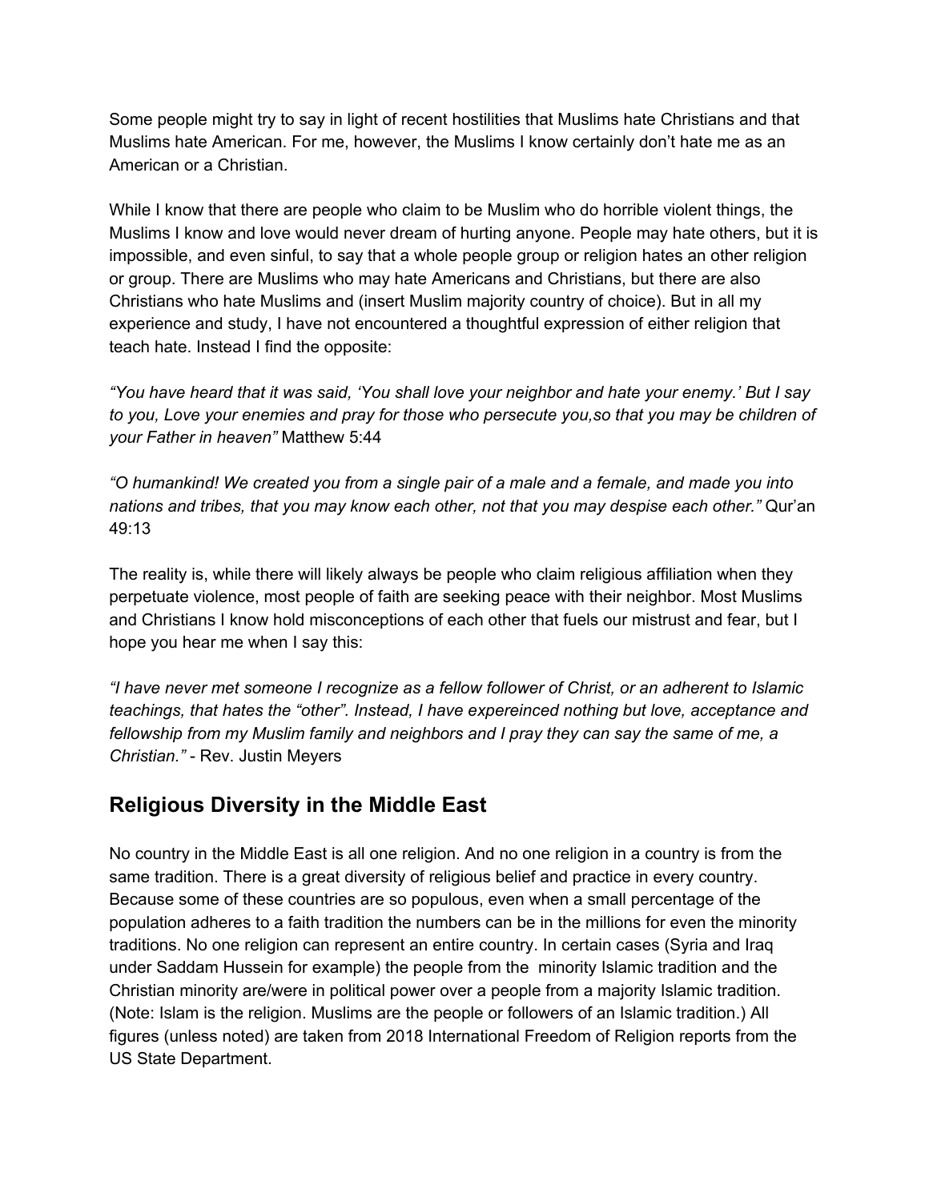Some people might try to say in light of recent hostilities that Muslims hate Christians and that Muslims hate American. For me, however, the Muslims I know certainly don't hate me as an American or a Christian.

While I know that there are people who claim to be Muslim who do horrible violent things, the Muslims I know and love would never dream of hurting anyone. People may hate others, but it is impossible, and even sinful, to say that a whole people group or religion hates an other religion or group. There are Muslims who may hate Americans and Christians, but there are also Christians who hate Muslims and (insert Muslim majority country of choice). But in all my experience and study, I have not encountered a thoughtful expression of either religion that teach hate. Instead I find the opposite:

*"You have heard that it was said, 'You shall love your neighbor and hate your enemy.' But I say to you, Love your enemies and pray for those who persecute you,so that you may be children of your Father in heaven"* Matthew 5:44

*"O humankind! We created you from a single pair of a male and a female, and made you into nations and tribes, that you may know each other, not that you may despise each other."* Qur'an 49:13

The reality is, while there will likely always be people who claim religious affiliation when they perpetuate violence, most people of faith are seeking peace with their neighbor. Most Muslims and Christians I know hold misconceptions of each other that fuels our mistrust and fear, but I hope you hear me when I say this:

*"I have never met someone I recognize as a fellow follower of Christ, or an adherent to Islamic teachings, that hates the "other". Instead, I have expereinced nothing but love, acceptance and fellowship from my Muslim family and neighbors and I pray they can say the same of me, a Christian."* - Rev. Justin Meyers

## Religious Diversity in the Middle East

No country in the Middle East is all one religion. And no one religion in a country is from the same tradition. There is a great diversity of religious belief and practice in every country. Because some of these countries are so populous, even when a small percentage of the population adheres to a faith tradition the numbers can be in the millions for even the minority traditions. No one religion can represent an entire country. In certain cases (Syria and Iraq under Saddam Hussein for example) the people from the minority Islamic tradition and the Christian minority are/were in political power over a people from a majority Islamic tradition. (Note: Islam is the religion. Muslims are the people or followers of an Islamic tradition.) All figures (unless noted) are taken from 2018 International Freedom of Religion reports from the US State Department.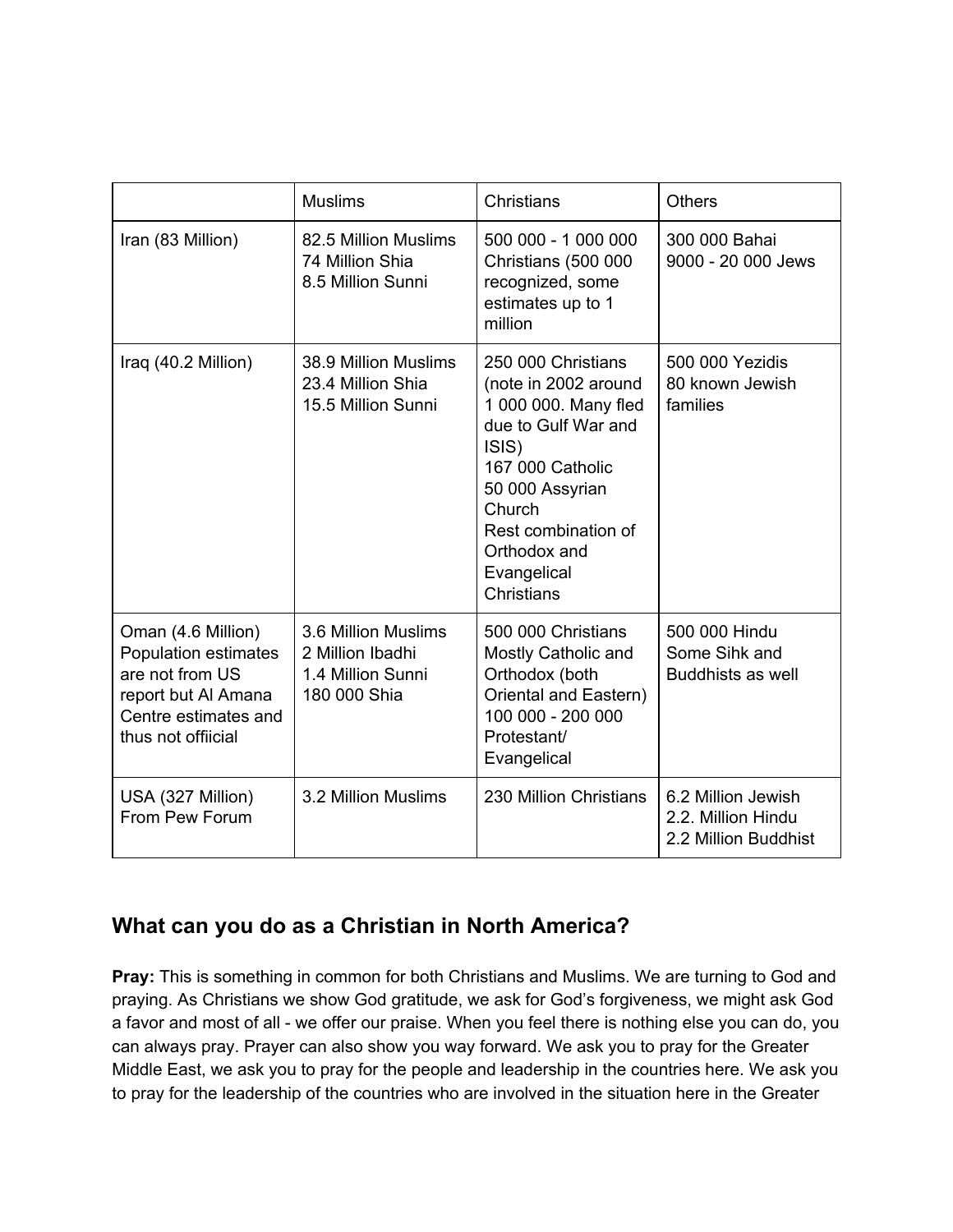| | Muslims | Christians | Others |
|---|---|---|---|
| Iran (83 Million) | 82.5 Million Muslims<br>74 Million Shia<br>8.5 Million Sunni | 500 000 - 1 000 000 Christians (500 000 recognized, some estimates up to 1 million | 300 000 Bahai<br>9000 - 20 000 Jews |
| Iraq (40.2 Million) | 38.9 Million Muslims<br>23.4 Million Shia<br>15.5 Million Sunni | 250 000 Christians (note in 2002 around 1 000 000. Many fled due to Gulf War and ISIS)<br>167 000 Catholic<br>50 000 Assyrian Church<br>Rest combination of Orthodox and Evangelical Christians | 500 000 Yezidis<br>80 known Jewish families |
| Oman (4.6 Million) Population estimates are not from US report but Al Amana Centre estimates and thus not offiicial | 3.6 Million Muslims<br>2 Million Ibadhi<br>1.4 Million Sunni<br>180 000 Shia | 500 000 Christians Mostly Catholic and Orthodox (both Oriental and Eastern)<br>100 000 - 200 000 Protestant/ Evangelical | 500 000 Hindu<br>Some Sihk and Buddhists as well |
| USA (327 Million) From Pew Forum | 3.2 Million Muslims | 230 Million Christians | 6.2 Million Jewish<br>2.2. Million Hindu<br>2.2 Million Buddhist |

## What can you do as a Christian in North America?

**Pray:** This is something in common for both Christians and Muslims. We are turning to God and praying. As Christians we show God gratitude, we ask for God's forgiveness, we might ask God a favor and most of all - we offer our praise. When you feel there is nothing else you can do, you can always pray. Prayer can also show you way forward. We ask you to pray for the Greater Middle East, we ask you to pray for the people and leadership in the countries here. We ask you to pray for the leadership of the countries who are involved in the situation here in the Greater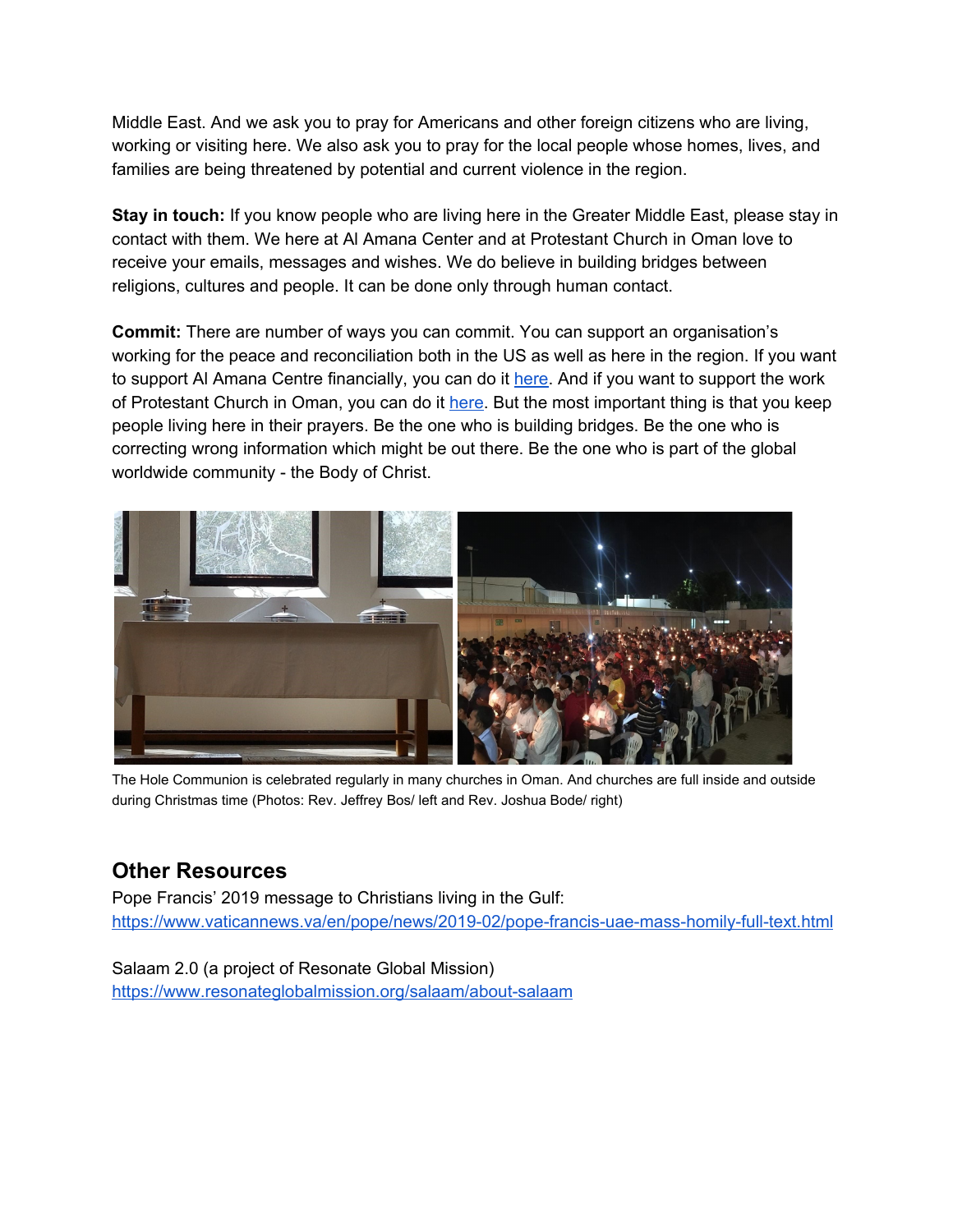Middle East. And we ask you to pray for Americans and other foreign citizens who are living, working or visiting here. We also ask you to pray for the local people whose homes, lives, and families are being threatened by potential and current violence in the region.

**Stay in touch:** If you know people who are living here in the Greater Middle East, please stay in contact with them. We here at Al Amana Center and at Protestant Church in Oman love to receive your emails, messages and wishes. We do believe in building bridges between religions, cultures and people. It can be done only through human contact.

**Commit:** There are number of ways you can commit. You can support an organisation's working for the peace and reconciliation both in the US as well as here in the region. If you want to support Al Amana Centre financially, you can do it here. And if you want to support the work of Protestant Church in Oman, you can do it here. But the most important thing is that you keep people living here in their prayers. Be the one who is building bridges. Be the one who is correcting wrong information which might be out there. Be the one who is part of the global worldwide community - the Body of Christ.

The Hole Communion is celebrated regularly in many churches in Oman. And churches are full inside and outside during Christmas time (Photos: Rev. Jeffrey Bos/ left and Rev. Joshua Bode/ right)

## Other Resources

Pope Francis' 2019 message to Christians living in the Gulf:
https://www.vaticannews.va/en/pope/news/2019-02/pope-francis-uae-mass-homily-full-text.html

Salaam 2.0 (a project of Resonate Global Mission)
https://www.resonateglobalmission.org/salaam/about-salaam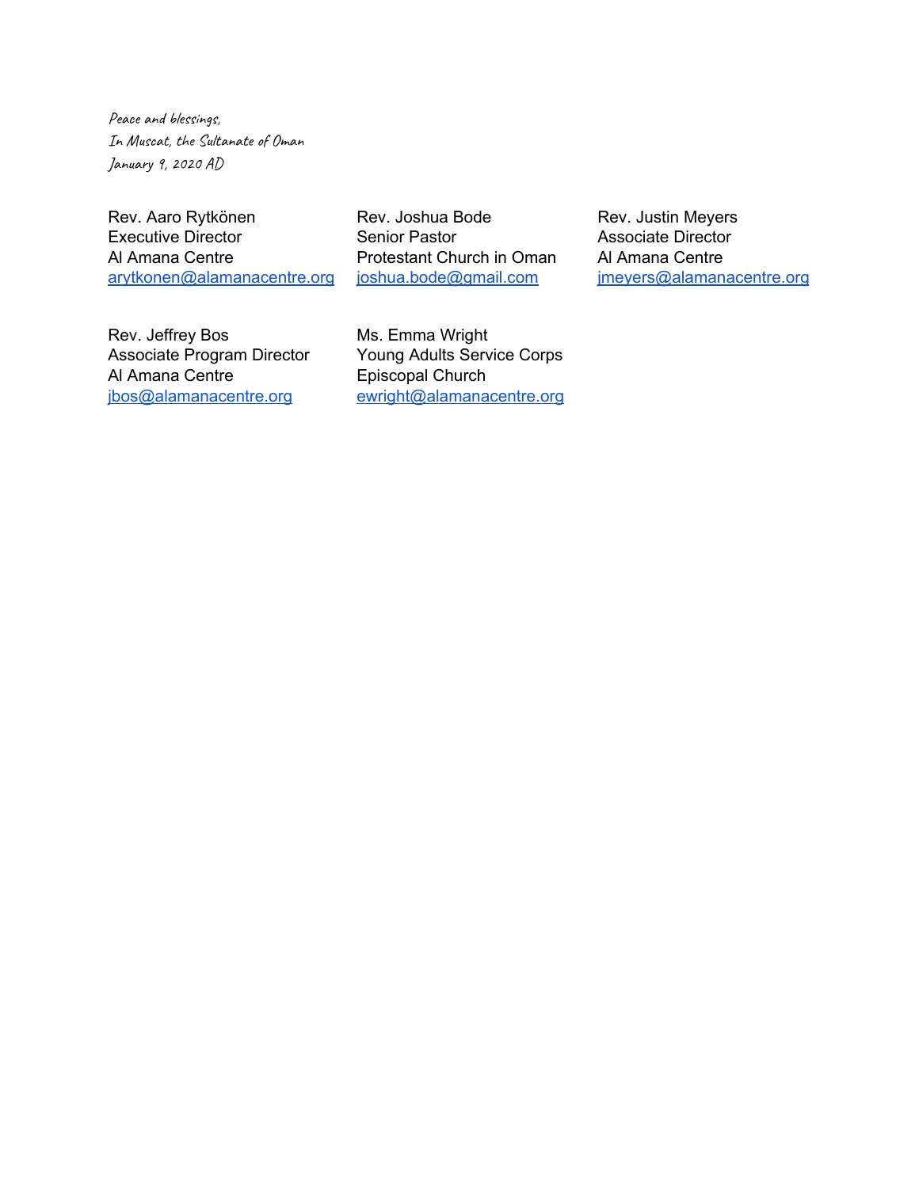*Peace and blessings,*
*In Muscat, the Sultanate of Oman*
*January 9, 2020 AD*

Rev. Aaro Rytkönen
Executive Director
Al Amana Centre
arytkonen@alamanacentre.org

Rev. Joshua Bode
Senior Pastor
Protestant Church in Oman
joshua.bode@gmail.com

Rev. Justin Meyers
Associate Director
Al Amana Centre
jmeyers@alamanacentre.org

Rev. Jeffrey Bos
Associate Program Director
Al Amana Centre
jbos@alamanacentre.org

Ms. Emma Wright
Young Adults Service Corps
Episcopal Church
ewright@alamanacentre.org